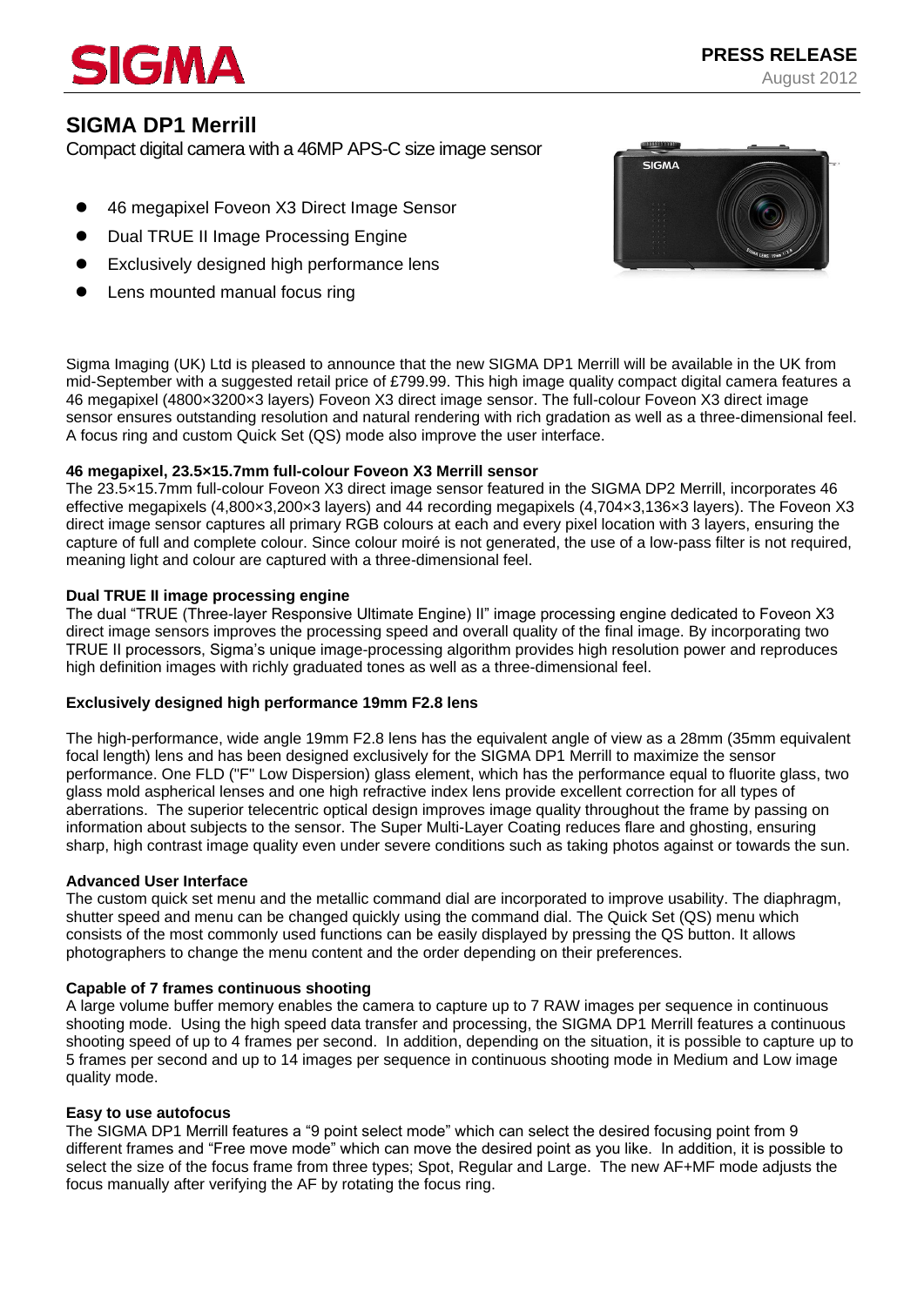SIGMA

**PRESS RELEASE**
August 2012

# SIGMA DP1 Merrill

Compact digital camera with a 46MP APS-C size image sensor

- 46 megapixel Foveon X3 Direct Image Sensor
- Dual TRUE II Image Processing Engine
- Exclusively designed high performance lens
- Lens mounted manual focus ring

Sigma Imaging (UK) Ltd is pleased to announce that the new SIGMA DP1 Merrill will be available in the UK from mid-September with a suggested retail price of £799.99. This high image quality compact digital camera features a 46 megapixel (4800×3200×3 layers) Foveon X3 direct image sensor. The full-colour Foveon X3 direct image sensor ensures outstanding resolution and natural rendering with rich gradation as well as a three-dimensional feel. A focus ring and custom Quick Set (QS) mode also improve the user interface.

**46 megapixel, 23.5×15.7mm full-colour Foveon X3 Merrill sensor**

The 23.5×15.7mm full-colour Foveon X3 direct image sensor featured in the SIGMA DP2 Merrill, incorporates 46 effective megapixels (4,800×3,200×3 layers) and 44 recording megapixels (4,704×3,136×3 layers). The Foveon X3 direct image sensor captures all primary RGB colours at each and every pixel location with 3 layers, ensuring the capture of full and complete colour. Since colour moiré is not generated, the use of a low-pass filter is not required, meaning light and colour are captured with a three-dimensional feel.

**Dual TRUE II image processing engine**

The dual "TRUE (Three-layer Responsive Ultimate Engine) II" image processing engine dedicated to Foveon X3 direct image sensors improves the processing speed and overall quality of the final image. By incorporating two TRUE II processors, Sigma's unique image-processing algorithm provides high resolution power and reproduces high definition images with richly graduated tones as well as a three-dimensional feel.

**Exclusively designed high performance 19mm F2.8 lens**

The high-performance, wide angle 19mm F2.8 lens has the equivalent angle of view as a 28mm (35mm equivalent focal length) lens and has been designed exclusively for the SIGMA DP1 Merrill to maximize the sensor performance. One FLD ("F" Low Dispersion) glass element, which has the performance equal to fluorite glass, two glass mold aspherical lenses and one high refractive index lens provide excellent correction for all types of aberrations. The superior telecentric optical design improves image quality throughout the frame by passing on information about subjects to the sensor. The Super Multi-Layer Coating reduces flare and ghosting, ensuring sharp, high contrast image quality even under severe conditions such as taking photos against or towards the sun.

**Advanced User Interface**

The custom quick set menu and the metallic command dial are incorporated to improve usability. The diaphragm, shutter speed and menu can be changed quickly using the command dial. The Quick Set (QS) menu which consists of the most commonly used functions can be easily displayed by pressing the QS button. It allows photographers to change the menu content and the order depending on their preferences.

**Capable of 7 frames continuous shooting**

A large volume buffer memory enables the camera to capture up to 7 RAW images per sequence in continuous shooting mode. Using the high speed data transfer and processing, the SIGMA DP1 Merrill features a continuous shooting speed of up to 4 frames per second. In addition, depending on the situation, it is possible to capture up to 5 frames per second and up to 14 images per sequence in continuous shooting mode in Medium and Low image quality mode.

**Easy to use autofocus**

The SIGMA DP1 Merrill features a "9 point select mode" which can select the desired focusing point from 9 different frames and "Free move mode" which can move the desired point as you like. In addition, it is possible to select the size of the focus frame from three types; Spot, Regular and Large. The new AF+MF mode adjusts the focus manually after verifying the AF by rotating the focus ring.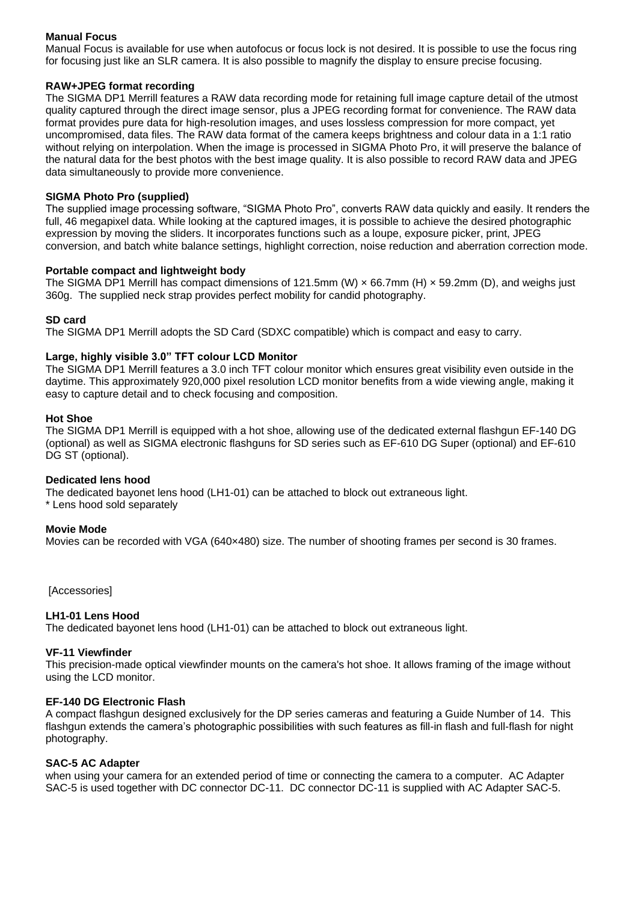**Manual Focus**
Manual Focus is available for use when autofocus or focus lock is not desired. It is possible to use the focus ring for focusing just like an SLR camera. It is also possible to magnify the display to ensure precise focusing.

**RAW+JPEG format recording**
The SIGMA DP1 Merrill features a RAW data recording mode for retaining full image capture detail of the utmost quality captured through the direct image sensor, plus a JPEG recording format for convenience. The RAW data format provides pure data for high-resolution images, and uses lossless compression for more compact, yet uncompromised, data files. The RAW data format of the camera keeps brightness and colour data in a 1:1 ratio without relying on interpolation. When the image is processed in SIGMA Photo Pro, it will preserve the balance of the natural data for the best photos with the best image quality. It is also possible to record RAW data and JPEG data simultaneously to provide more convenience.

**SIGMA Photo Pro (supplied)**
The supplied image processing software, "SIGMA Photo Pro", converts RAW data quickly and easily. It renders the full, 46 megapixel data. While looking at the captured images, it is possible to achieve the desired photographic expression by moving the sliders. It incorporates functions such as a loupe, exposure picker, print, JPEG conversion, and batch white balance settings, highlight correction, noise reduction and aberration correction mode.

**Portable compact and lightweight body**
The SIGMA DP1 Merrill has compact dimensions of 121.5mm (W) × 66.7mm (H) × 59.2mm (D), and weighs just 360g. The supplied neck strap provides perfect mobility for candid photography.

**SD card**
The SIGMA DP1 Merrill adopts the SD Card (SDXC compatible) which is compact and easy to carry.

**Large, highly visible 3.0" TFT colour LCD Monitor**
The SIGMA DP1 Merrill features a 3.0 inch TFT colour monitor which ensures great visibility even outside in the daytime. This approximately 920,000 pixel resolution LCD monitor benefits from a wide viewing angle, making it easy to capture detail and to check focusing and composition.

**Hot Shoe**
The SIGMA DP1 Merrill is equipped with a hot shoe, allowing use of the dedicated external flashgun EF-140 DG (optional) as well as SIGMA electronic flashguns for SD series such as EF-610 DG Super (optional) and EF-610 DG ST (optional).

**Dedicated lens hood**
The dedicated bayonet lens hood (LH1-01) can be attached to block out extraneous light.
* Lens hood sold separately

**Movie Mode**
Movies can be recorded with VGA (640×480) size. The number of shooting frames per second is 30 frames.

[Accessories]

**LH1-01 Lens Hood**
The dedicated bayonet lens hood (LH1-01) can be attached to block out extraneous light.

**VF-11 Viewfinder**
This precision-made optical viewfinder mounts on the camera's hot shoe. It allows framing of the image without using the LCD monitor.

**EF-140 DG Electronic Flash**
A compact flashgun designed exclusively for the DP series cameras and featuring a Guide Number of 14. This flashgun extends the camera's photographic possibilities with such features as fill-in flash and full-flash for night photography.

**SAC-5 AC Adapter**
when using your camera for an extended period of time or connecting the camera to a computer. AC Adapter SAC-5 is used together with DC connector DC-11. DC connector DC-11 is supplied with AC Adapter SAC-5.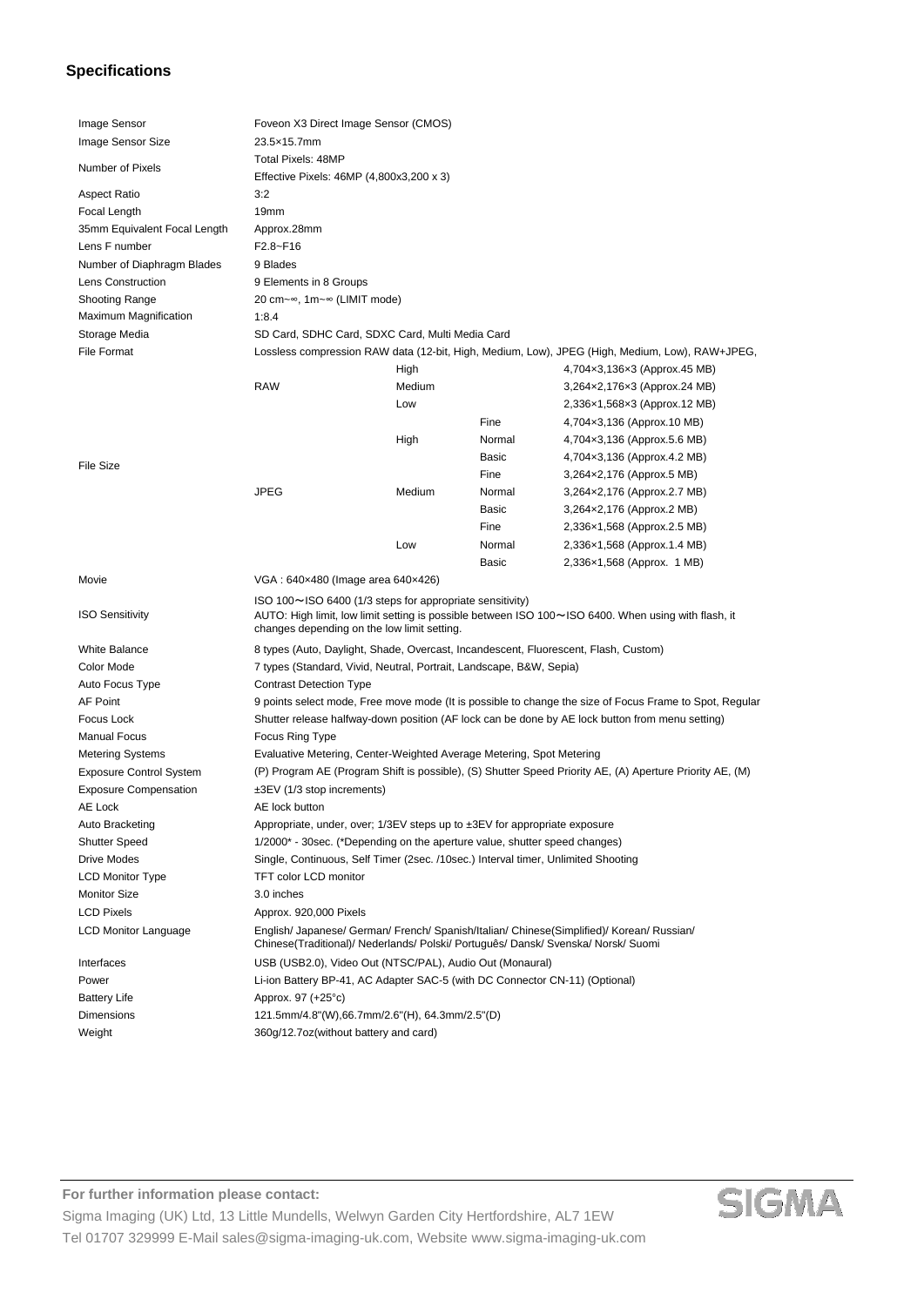## Specifications

| | | | | |
|---|---|---|---|---|
| Image Sensor | Foveon X3 Direct Image Sensor (CMOS) | | | |
| Image Sensor Size | 23.5×15.7mm | | | |
| Number of Pixels | Total Pixels: 48MP<br>Effective Pixels: 46MP (4,800x3,200 x 3) | | | |
| Aspect Ratio | 3:2 | | | |
| Focal Length | 19mm | | | |
| 35mm Equivalent Focal Length | Approx.28mm | | | |
| Lens F number | F2.8~F16 | | | |
| Number of Diaphragm Blades | 9 Blades | | | |
| Lens Construction | 9 Elements in 8 Groups | | | |
| Shooting Range | 20 cm~∞, 1m~∞ (LIMIT mode) | | | |
| Maximum Magnification | 1:8.4 | | | |
| Storage Media | SD Card, SDHC Card, SDXC Card, Multi Media Card | | | |
| File Format | Lossless compression RAW data (12-bit, High, Medium, Low), JPEG (High, Medium, Low), RAW+JPEG, | | | |
| File Size | RAW | High | | 4,704×3,136×3 (Approx.45 MB) |
| | | Medium | | 3,264×2,176×3 (Approx.24 MB) |
| | | Low | | 2,336×1,568×3 (Approx.12 MB) |
| | JPEG | High | Fine | 4,704×3,136 (Approx.10 MB) |
| | | | Normal | 4,704×3,136 (Approx.5.6 MB) |
| | | | Basic | 4,704×3,136 (Approx.4.2 MB) |
| | | Medium | Fine | 3,264×2,176 (Approx.5 MB) |
| | | | Normal | 3,264×2,176 (Approx.2.7 MB) |
| | | | Basic | 3,264×2,176 (Approx.2 MB) |
| | | Low | Fine | 2,336×1,568 (Approx.2.5 MB) |
| | | | Normal | 2,336×1,568 (Approx.1.4 MB) |
| | | | Basic | 2,336×1,568 (Approx. 1 MB) |
| Movie | VGA : 640×480 (Image area 640×426) | | | |
| ISO Sensitivity | ISO 100〜ISO 6400 (1/3 steps for appropriate sensitivity)<br>AUTO: High limit, low limit setting is possible between ISO 100〜ISO 6400. When using with flash, it changes depending on the low limit setting. | | | |
| White Balance | 8 types (Auto, Daylight, Shade, Overcast, Incandescent, Fluorescent, Flash, Custom) | | | |
| Color Mode | 7 types (Standard, Vivid, Neutral, Portrait, Landscape, B&W, Sepia) | | | |
| Auto Focus Type | Contrast Detection Type | | | |
| AF Point | 9 points select mode, Free move mode (It is possible to change the size of Focus Frame to Spot, Regular | | | |
| Focus Lock | Shutter release halfway-down position (AF lock can be done by AE lock button from menu setting) | | | |
| Manual Focus | Focus Ring Type | | | |
| Metering Systems | Evaluative Metering, Center-Weighted Average Metering, Spot Metering | | | |
| Exposure Control System | (P) Program AE (Program Shift is possible), (S) Shutter Speed Priority AE, (A) Aperture Priority AE, (M) | | | |
| Exposure Compensation | ±3EV (1/3 stop increments) | | | |
| AE Lock | AE lock button | | | |
| Auto Bracketing | Appropriate, under, over; 1/3EV steps up to ±3EV for appropriate exposure | | | |
| Shutter Speed | 1/2000* - 30sec. (*Depending on the aperture value, shutter speed changes) | | | |
| Drive Modes | Single, Continuous, Self Timer (2sec. /10sec.) Interval timer, Unlimited Shooting | | | |
| LCD Monitor Type | TFT color LCD monitor | | | |
| Monitor Size | 3.0 inches | | | |
| LCD Pixels | Approx. 920,000 Pixels | | | |
| LCD Monitor Language | English/ Japanese/ German/ French/ Spanish/Italian/ Chinese(Simplified)/ Korean/ Russian/ Chinese(Traditional)/ Nederlands/ Polski/ Português/ Dansk/ Svenska/ Norsk/ Suomi | | | |
| Interfaces | USB (USB2.0), Video Out (NTSC/PAL), Audio Out (Monaural) | | | |
| Power | Li-ion Battery BP-41, AC Adapter SAC-5 (with DC Connector CN-11) (Optional) | | | |
| Battery Life | Approx. 97 (+25°c) | | | |
| Dimensions | 121.5mm/4.8"(W),66.7mm/2.6"(H), 64.3mm/2.5"(D) | | | |
| Weight | 360g/12.7oz(without battery and card) | | | |

**For further information please contact:**

Sigma Imaging (UK) Ltd, 13 Little Mundells, Welwyn Garden City Hertfordshire, AL7 1EW

Tel 01707 329999 E-Mail sales@sigma-imaging-uk.com, Website www.sigma-imaging-uk.com

SIGMA